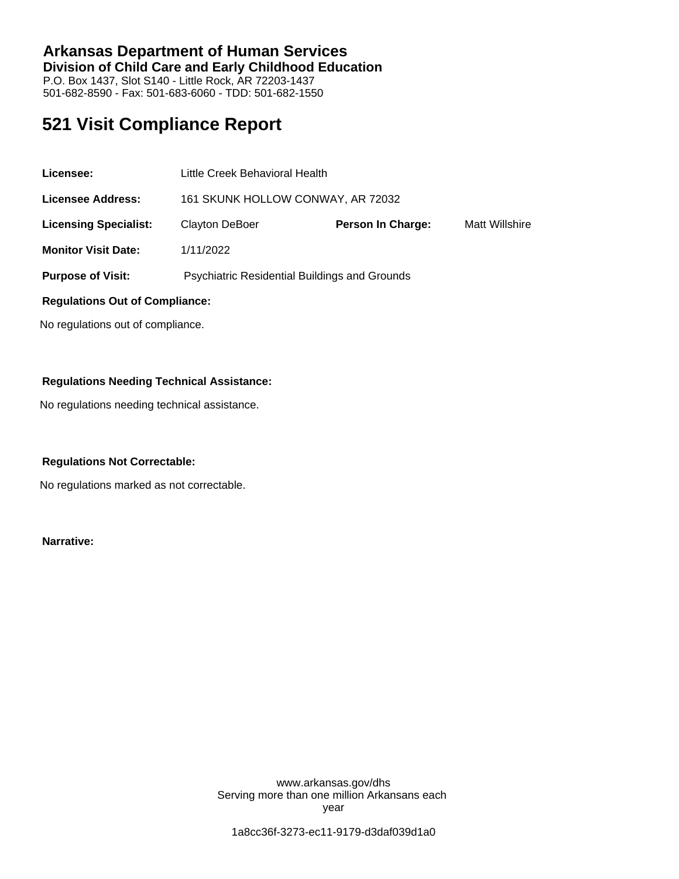# Arkansas Department of Human Services

**Division of Child Care and Early Childhood Education**

P.O. Box 1437, Slot S140 - Little Rock, AR 72203-1437
501-682-8590 - Fax: 501-683-6060 - TDD: 501-682-1550

## 521 Visit Compliance Report

**Licensee:** Little Creek Behavioral Health

**Licensee Address:** 161 SKUNK HOLLOW CONWAY, AR 72032

**Licensing Specialist:** Clayton DeBoer **Person In Charge:** Matt Willshire

**Monitor Visit Date:** 1/11/2022

**Purpose of Visit:** Psychiatric Residential Buildings and Grounds

**Regulations Out of Compliance:**

No regulations out of compliance.

**Regulations Needing Technical Assistance:**

No regulations needing technical assistance.

**Regulations Not Correctable:**

No regulations marked as not correctable.

**Narrative:**

www.arkansas.gov/dhs
Serving more than one million Arkansans each year

1a8cc36f-3273-ec11-9179-d3daf039d1a0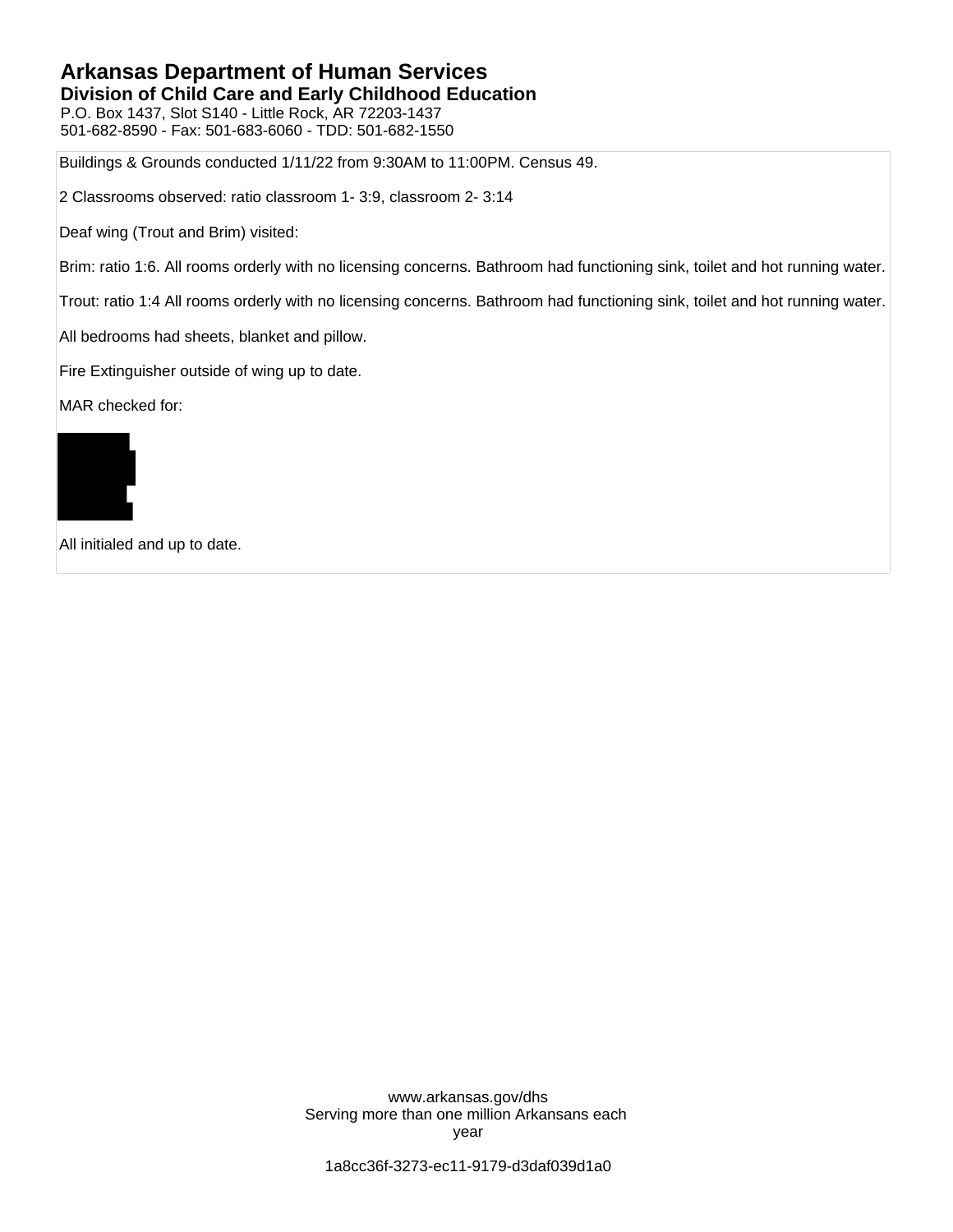# Arkansas Department of Human Services

**Division of Child Care and Early Childhood Education**

P.O. Box 1437, Slot S140 - Little Rock, AR 72203-1437
501-682-8590 - Fax: 501-683-6060 - TDD: 501-682-1550

Buildings & Grounds conducted 1/11/22 from 9:30AM to 11:00PM. Census 49.

2 Classrooms observed: ratio classroom 1- 3:9, classroom 2- 3:14

Deaf wing (Trout and Brim) visited:

Brim: ratio 1:6. All rooms orderly with no licensing concerns. Bathroom had functioning sink, toilet and hot running water.

Trout: ratio 1:4 All rooms orderly with no licensing concerns. Bathroom had functioning sink, toilet and hot running water.

All bedrooms had sheets, blanket and pillow.

Fire Extinguisher outside of wing up to date.

MAR checked for:

All initialed and up to date.

www.arkansas.gov/dhs
Serving more than one million Arkansans each year

1a8cc36f-3273-ec11-9179-d3daf039d1a0